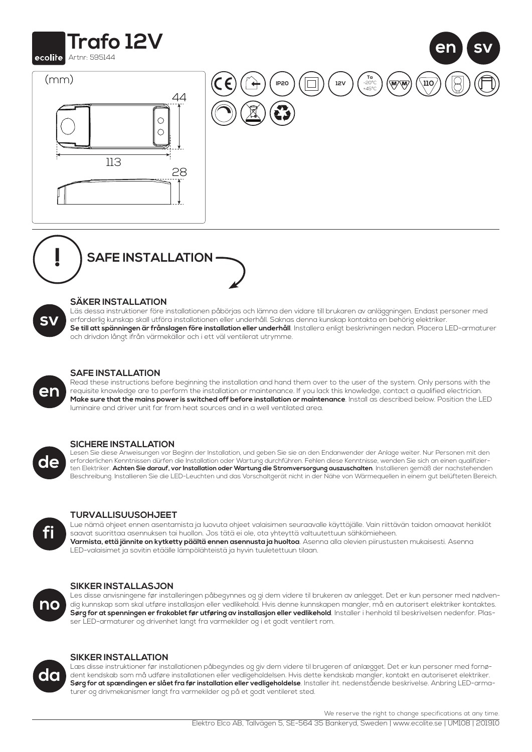# Trafo 12V

ecolite Artnr: 595144

en sv

(mm)

44

113

28

IP20 12V Ta -20°C +45°C 110

## SAFE INSTALLATION

### sv

#### SÄKER INSTALLATION

Läs dessa instruktioner före installationen påbörjas och lämna den vidare till brukaren av anläggningen. Endast personer med erforderlig kunskap skall utföra installationen eller underhåll. Saknas denna kunskap kontakta en behörig elektriker. **Se till att spänningen är frånslagen före installation eller underhåll**. Installera enligt beskrivningen nedan. Placera LED-armaturer och drivdon långt ifrån värmekällor och i ett väl ventilerat utrymme.

### en

#### SAFE INSTALLATION

Read these instructions before beginning the installation and hand them over to the user of the system. Only persons with the requisite knowledge are to perform the installation or maintenance. If you lack this knowledge, contact a qualified electrician. **Make sure that the mains power is switched off before installation or maintenance**. Install as described below. Position the LED luminaire and driver unit far from heat sources and in a well ventilated area.

### de

#### SICHERE INSTALLATION

Lesen Sie diese Anweisungen vor Beginn der Installation, und geben Sie sie an den Endanwender der Anlage weiter. Nur Personen mit den erforderlichen Kenntnissen dürfen die Installation oder Wartung durchführen. Fehlen diese Kenntnisse, wenden Sie sich an einen qualifizierten Elektriker. **Achten Sie darauf, vor Installation oder Wartung die Stromversorgung auszuschalten**. Installieren gemäß der nachstehenden Beschreibung. Installieren Sie die LED-Leuchten und das Vorschaltgerät nicht in der Nähe von Wärmequellen in einem gut belüfteten Bereich.

### fi

#### TURVALLISUUSOHJEET

Lue nämä ohjeet ennen asentamista ja luovuta ohjeet valaisimen seuraavalle käyttäjälle. Vain riittävän taidon omaavat henkilöt saavat suorittaa asennuksen tai huollon. Jos tätä ei ole, ota yhteyttä valtuutettuun sähkömieheen. **Varmista, että jännite on kytketty päältä ennen asennusta ja huoltoa**. Asenna alla olevien piirustusten mukaisesti. Asenna LED-valaisimet ja sovitin etäälle lämpölähteistä ja hyvin tuuletettuun tilaan.

### no

#### SIKKER INSTALLASJON

Les disse anvisningene før installeringen påbegynnes og gi dem videre til brukeren av anlegget. Det er kun personer med nødvendig kunnskap som skal utføre installasjon eller vedlikehold. Hvis denne kunnskapen mangler, må en autorisert elektriker kontaktes. **Sørg for at spenningen er frakoblet før utføring av installasjon eller vedlikehold**. Installer i henhold til beskrivelsen nedenfor. Plasser LED-armaturer og drivenhet langt fra varmekilder og i et godt ventilert rom.

### da

#### SIKKER INSTALLATION

Læs disse instruktioner før installationen påbegyndes og giv dem videre til brugeren af anlægget. Det er kun personer med fornødent kendskab som må udføre installationen eller vedligeholdelsen. Hvis dette kendskab mangler, kontakt en autoriseret elektriker. **Sørg for at spændingen er slået fra før installation eller vedligeholdelse**. Installer iht. nedenstående beskrivelse. Anbring LED-armaturer og drivmekanismer langt fra varmekilder og på et godt ventileret sted.

We reserve the right to change specifications at any time.

Elektro Elco AB, Tallvägen 5, SE-564 35 Bankeryd, Sweden | www.ecolite.se | UM108 | 201910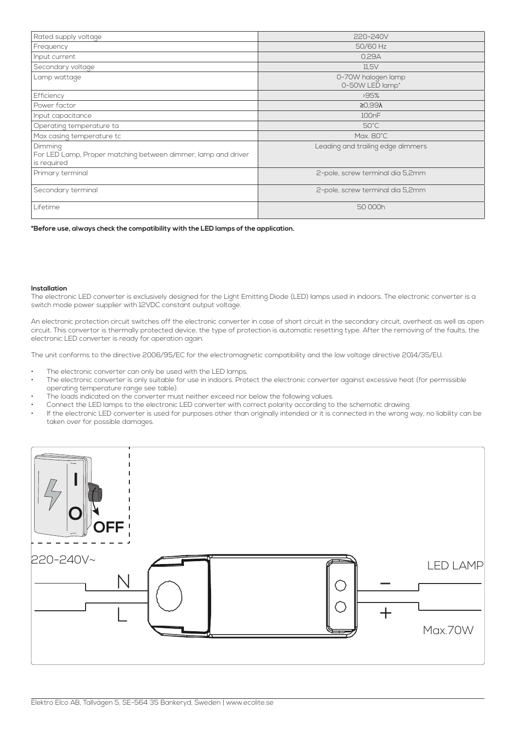| | |
|---|---|
| Rated supply voltage | 220-240V |
| Frequency | 50/60 Hz |
| Input current | 0,29A |
| Secondary voltage | 11,5V |
| Lamp wattage | 0-70W halogen lamp<br>0-50W LED lamp* |
| Efficiency | >95% |
| Power factor | ≥0,99λ |
| Input capacitance | 100nF |
| Operating temperature ta | 50°C |
| Max casing temperature tc | Max. 80°C |
| Dimming<br>For LED Lamp, Proper matching between dimmer, lamp and driver is required | Leading and trailing edge dimmers |
| Primary terminal | 2-pole, screw terminal dia 5,2mm |
| Secondary terminal | 2-pole, screw terminal dia 5,2mm |
| Lifetime | 50 000h |

**\*Before use, always check the compatibility with the LED lamps of the application.**

**Installation**

The electronic LED converter is exclusively designed for the Light Emitting Diode (LED) lamps used in indoors. The electronic converter is a switch mode power supplier with 12VDC constant output voltage.

An electronic protection circuit switches off the electronic converter in case of short circuit in the secondary circuit, overheat as well as open circuit. This convertor is thermally protected device, the type of protection is automatic resetting type. After the removing of the faults, the electronic LED converter is ready for operation again.

The unit conforms to the directive 2006/95/EC for the electromagnetic compatibility and the low voltage directive 2014/35/EU.

- The electronic converter can only be used with the LED lamps.
- The electronic converter is only suitable for use in indoors. Protect the electronic converter against excessive heat (for permissible operating temperature range see table).
- The loads indicated on the converter must neither exceed nor below the following values.
- Connect the LED lamps to the electronic LED converter with correct polarity according to the schematic drawing.
- If the electronic LED converter is used for purposes other than originally intended or it is connected in the wrong way, no liability can be taken over for possible damages.

I
O
OFF

220-240V~

N

L

LED LAMP

–

+

Max.70W

Elektro Elco AB, Tallvägen 5, SE-564 35 Bankeryd, Sweden | www.ecolite.se